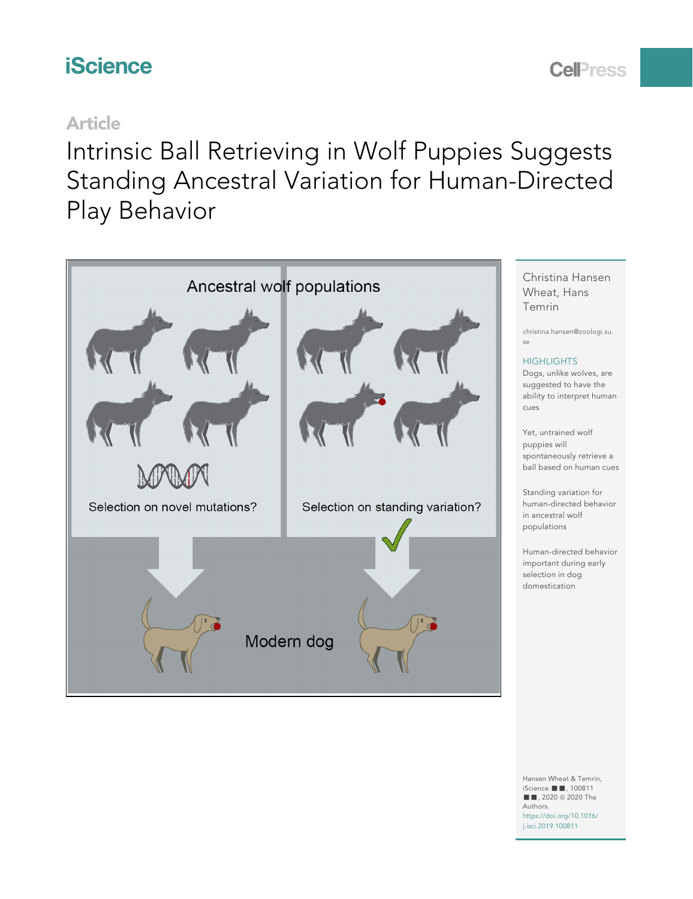iScience

Article

# Intrinsic Ball Retrieving in Wolf Puppies Suggests Standing Ancestral Variation for Human-Directed Play Behavior

Ancestral wolf populations

Selection on novel mutations?

Selection on standing variation?

Modern dog

Christina Hansen Wheat, Hans Temrin

christina.hansen@zoologi.su.se

HIGHLIGHTS

Dogs, unlike wolves, are suggested to have the ability to interpret human cues

Yet, untrained wolf puppies will spontaneously retrieve a ball based on human cues

Standing variation for human-directed behavior in ancestral wolf populations

Human-directed behavior important during early selection in dog domestication

Hansen Wheat & Temrin, iScience ■■, 100811 ■■, 2020 © 2020 The Authors.
https://doi.org/10.1016/j.isci.2019.100811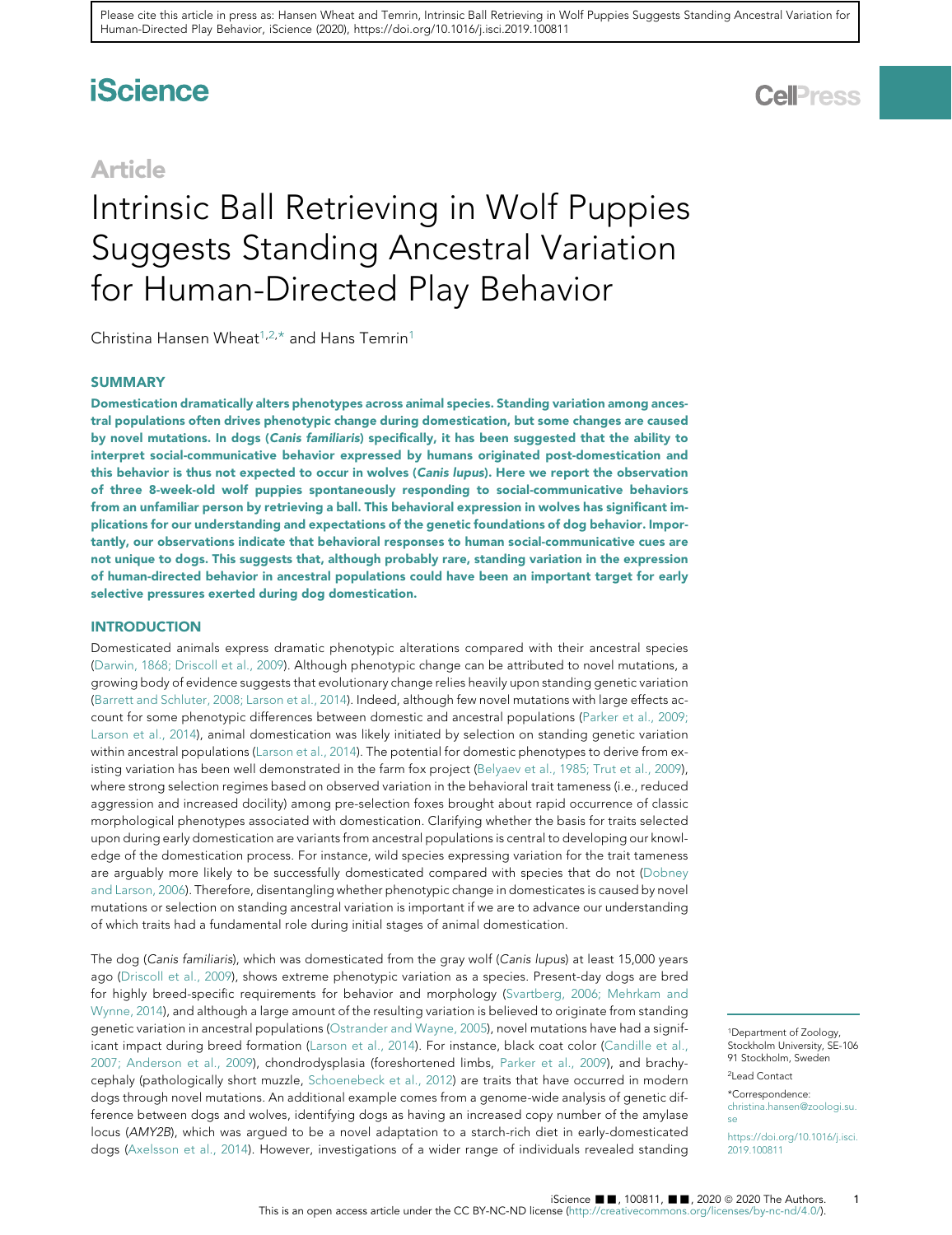# iScience

## Article

# Intrinsic Ball Retrieving in Wolf Puppies Suggests Standing Ancestral Variation for Human-Directed Play Behavior

Christina Hansen Wheat[1,2,*] and Hans Temrin[1]

## SUMMARY

**Domestication dramatically alters phenotypes across animal species. Standing variation among ancestral populations often drives phenotypic change during domestication, but some changes are caused by novel mutations. In dogs (*Canis familiaris*) specifically, it has been suggested that the ability to interpret social-communicative behavior expressed by humans originated post-domestication and this behavior is thus not expected to occur in wolves (*Canis lupus*). Here we report the observation of three 8-week-old wolf puppies spontaneously responding to social-communicative behaviors from an unfamiliar person by retrieving a ball. This behavioral expression in wolves has significant implications for our understanding and expectations of the genetic foundations of dog behavior. Importantly, our observations indicate that behavioral responses to human social-communicative cues are not unique to dogs. This suggests that, although probably rare, standing variation in the expression of human-directed behavior in ancestral populations could have been an important target for early selective pressures exerted during dog domestication.**

## INTRODUCTION

Domesticated animals express dramatic phenotypic alterations compared with their ancestral species (Darwin, 1868; Driscoll et al., 2009). Although phenotypic change can be attributed to novel mutations, a growing body of evidence suggests that evolutionary change relies heavily upon standing genetic variation (Barrett and Schluter, 2008; Larson et al., 2014). Indeed, although few novel mutations with large effects account for some phenotypic differences between domestic and ancestral populations (Parker et al., 2009; Larson et al., 2014), animal domestication was likely initiated by selection on standing genetic variation within ancestral populations (Larson et al., 2014). The potential for domestic phenotypes to derive from existing variation has been well demonstrated in the farm fox project (Belyaev et al., 1985; Trut et al., 2009), where strong selection regimes based on observed variation in the behavioral trait tameness (i.e., reduced aggression and increased docility) among pre-selection foxes brought about rapid occurrence of classic morphological phenotypes associated with domestication. Clarifying whether the basis for traits selected upon during early domestication are variants from ancestral populations is central to developing our knowledge of the domestication process. For instance, wild species expressing variation for the trait tameness are arguably more likely to be successfully domesticated compared with species that do not (Dobney and Larson, 2006). Therefore, disentangling whether phenotypic change in domesticates is caused by novel mutations or selection on standing ancestral variation is important if we are to advance our understanding of which traits had a fundamental role during initial stages of animal domestication.

The dog (*Canis familiaris*), which was domesticated from the gray wolf (*Canis lupus*) at least 15,000 years ago (Driscoll et al., 2009), shows extreme phenotypic variation as a species. Present-day dogs are bred for highly breed-specific requirements for behavior and morphology (Svartberg, 2006; Mehrkam and Wynne, 2014), and although a large amount of the resulting variation is believed to originate from standing genetic variation in ancestral populations (Ostrander and Wayne, 2005), novel mutations have had a significant impact during breed formation (Larson et al., 2014). For instance, black coat color (Candille et al., 2007; Anderson et al., 2009), chondrodysplasia (foreshortened limbs, Parker et al., 2009), and brachycephaly (pathologically short muzzle, Schoenebeck et al., 2012) are traits that have occurred in modern dogs through novel mutations. An additional example comes from a genome-wide analysis of genetic difference between dogs and wolves, identifying dogs as having an increased copy number of the amylase locus (*AMY2B*), which was argued to be a novel adaptation to a starch-rich diet in early-domesticated dogs (Axelsson et al., 2014). However, investigations of a wider range of individuals revealed standing

[1]Department of Zoology, Stockholm University, SE-106 91 Stockholm, Sweden

[2]Lead Contact

*Correspondence: christina.hansen@zoologi.su.se

https://doi.org/10.1016/j.isci.2019.100811

This is an open access article under the CC BY-NC-ND license (http://creativecommons.org/licenses/by-nc-nd/4.0/).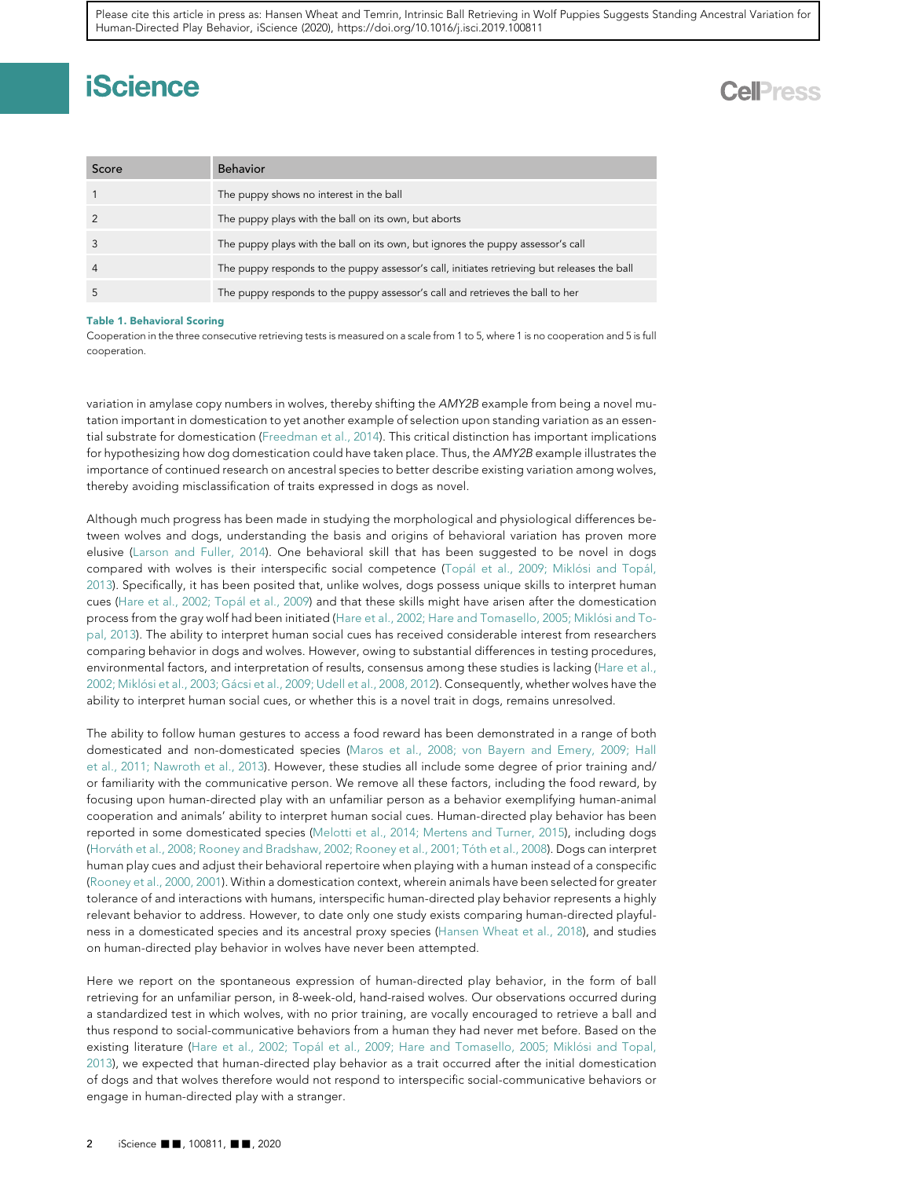| Score | Behavior |
|---|---|
| 1 | The puppy shows no interest in the ball |
| 2 | The puppy plays with the ball on its own, but aborts |
| 3 | The puppy plays with the ball on its own, but ignores the puppy assessor's call |
| 4 | The puppy responds to the puppy assessor's call, initiates retrieving but releases the ball |
| 5 | The puppy responds to the puppy assessor's call and retrieves the ball to her |

**Table 1. Behavioral Scoring**

Cooperation in the three consecutive retrieving tests is measured on a scale from 1 to 5, where 1 is no cooperation and 5 is full cooperation.

variation in amylase copy numbers in wolves, thereby shifting the *AMY2B* example from being a novel mutation important in domestication to yet another example of selection upon standing variation as an essential substrate for domestication (Freedman et al., 2014). This critical distinction has important implications for hypothesizing how dog domestication could have taken place. Thus, the *AMY2B* example illustrates the importance of continued research on ancestral species to better describe existing variation among wolves, thereby avoiding misclassification of traits expressed in dogs as novel.

Although much progress has been made in studying the morphological and physiological differences between wolves and dogs, understanding the basis and origins of behavioral variation has proven more elusive (Larson and Fuller, 2014). One behavioral skill that has been suggested to be novel in dogs compared with wolves is their interspecific social competence (Topál et al., 2009; Miklósi and Topál, 2013). Specifically, it has been posited that, unlike wolves, dogs possess unique skills to interpret human cues (Hare et al., 2002; Topál et al., 2009) and that these skills might have arisen after the domestication process from the gray wolf had been initiated (Hare et al., 2002; Hare and Tomasello, 2005; Miklósi and Topal, 2013). The ability to interpret human social cues has received considerable interest from researchers comparing behavior in dogs and wolves. However, owing to substantial differences in testing procedures, environmental factors, and interpretation of results, consensus among these studies is lacking (Hare et al., 2002; Miklósi et al., 2003; Gácsi et al., 2009; Udell et al., 2008, 2012). Consequently, whether wolves have the ability to interpret human social cues, or whether this is a novel trait in dogs, remains unresolved.

The ability to follow human gestures to access a food reward has been demonstrated in a range of both domesticated and non-domesticated species (Maros et al., 2008; von Bayern and Emery, 2009; Hall et al., 2011; Nawroth et al., 2013). However, these studies all include some degree of prior training and/or familiarity with the communicative person. We remove all these factors, including the food reward, by focusing upon human-directed play with an unfamiliar person as a behavior exemplifying human-animal cooperation and animals' ability to interpret human social cues. Human-directed play behavior has been reported in some domesticated species (Melotti et al., 2014; Mertens and Turner, 2015), including dogs (Horváth et al., 2008; Rooney and Bradshaw, 2002; Rooney et al., 2001; Tóth et al., 2008). Dogs can interpret human play cues and adjust their behavioral repertoire when playing with a human instead of a conspecific (Rooney et al., 2000, 2001). Within a domestication context, wherein animals have been selected for greater tolerance of and interactions with humans, interspecific human-directed play behavior represents a highly relevant behavior to address. However, to date only one study exists comparing human-directed playfulness in a domesticated species and its ancestral proxy species (Hansen Wheat et al., 2018), and studies on human-directed play behavior in wolves have never been attempted.

Here we report on the spontaneous expression of human-directed play behavior, in the form of ball retrieving for an unfamiliar person, in 8-week-old, hand-raised wolves. Our observations occurred during a standardized test in which wolves, with no prior training, are vocally encouraged to retrieve a ball and thus respond to social-communicative behaviors from a human they had never met before. Based on the existing literature (Hare et al., 2002; Topál et al., 2009; Hare and Tomasello, 2005; Miklósi and Topal, 2013), we expected that human-directed play behavior as a trait occurred after the initial domestication of dogs and that wolves therefore would not respond to interspecific social-communicative behaviors or engage in human-directed play with a stranger.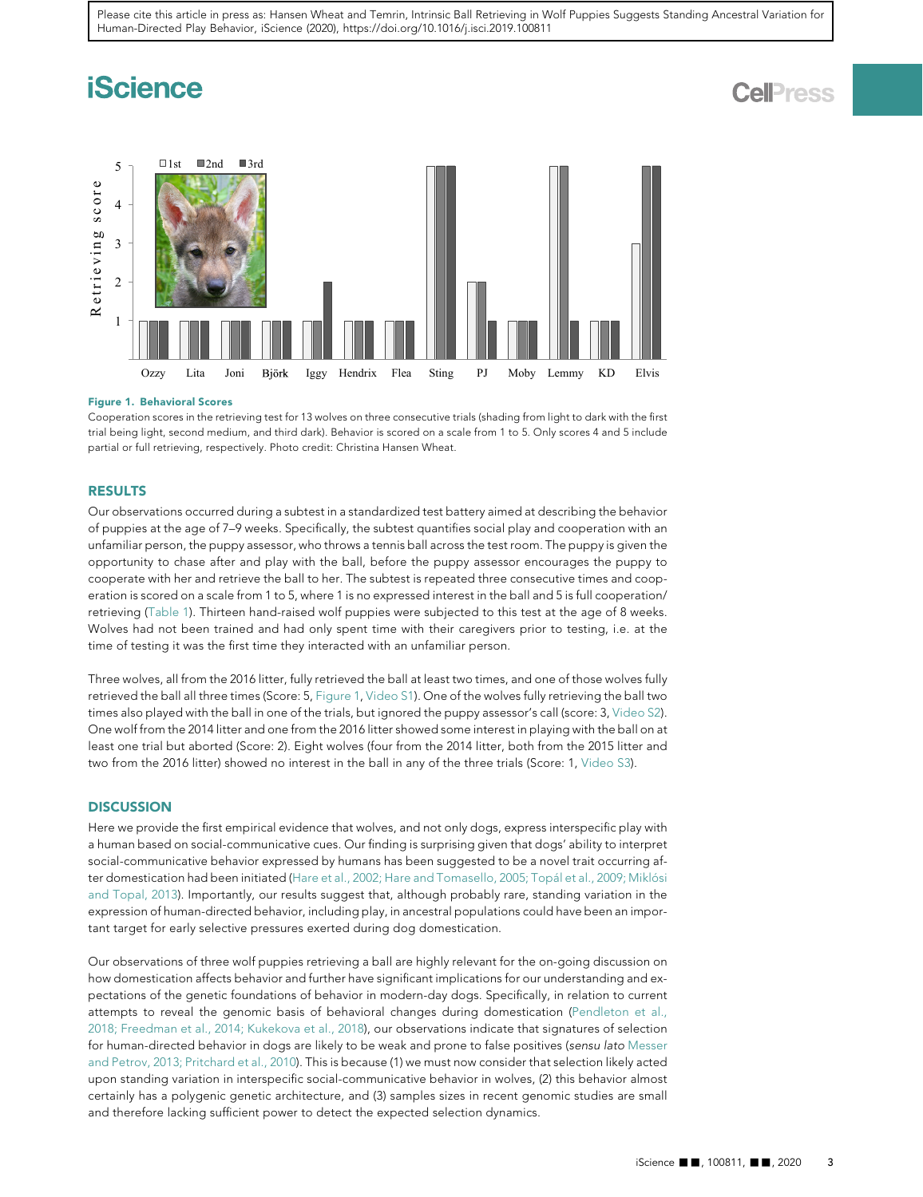Figure 1. Behavioral Scores

Cooperation scores in the retrieving test for 13 wolves on three consecutive trials (shading from light to dark with the first trial being light, second medium, and third dark). Behavior is scored on a scale from 1 to 5. Only scores 4 and 5 include partial or full retrieving, respectively. Photo credit: Christina Hansen Wheat.

## RESULTS

Our observations occurred during a subtest in a standardized test battery aimed at describing the behavior of puppies at the age of 7–9 weeks. Specifically, the subtest quantifies social play and cooperation with an unfamiliar person, the puppy assessor, who throws a tennis ball across the test room. The puppy is given the opportunity to chase after and play with the ball, before the puppy assessor encourages the puppy to cooperate with her and retrieve the ball to her. The subtest is repeated three consecutive times and cooperation is scored on a scale from 1 to 5, where 1 is no expressed interest in the ball and 5 is full cooperation/retrieving (Table 1). Thirteen hand-raised wolf puppies were subjected to this test at the age of 8 weeks. Wolves had not been trained and had only spent time with their caregivers prior to testing, i.e. at the time of testing it was the first time they interacted with an unfamiliar person.

Three wolves, all from the 2016 litter, fully retrieved the ball at least two times, and one of those wolves fully retrieved the ball all three times (Score: 5, Figure 1, Video S1). One of the wolves fully retrieving the ball two times also played with the ball in one of the trials, but ignored the puppy assessor's call (score: 3, Video S2). One wolf from the 2014 litter and one from the 2016 litter showed some interest in playing with the ball on at least one trial but aborted (Score: 2). Eight wolves (four from the 2014 litter, both from the 2015 litter and two from the 2016 litter) showed no interest in the ball in any of the three trials (Score: 1, Video S3).

## DISCUSSION

Here we provide the first empirical evidence that wolves, and not only dogs, express interspecific play with a human based on social-communicative cues. Our finding is surprising given that dogs' ability to interpret social-communicative behavior expressed by humans has been suggested to be a novel trait occurring after domestication had been initiated (Hare et al., 2002; Hare and Tomasello, 2005; Topál et al., 2009; Miklósi and Topal, 2013). Importantly, our results suggest that, although probably rare, standing variation in the expression of human-directed behavior, including play, in ancestral populations could have been an important target for early selective pressures exerted during dog domestication.

Our observations of three wolf puppies retrieving a ball are highly relevant for the on-going discussion on how domestication affects behavior and further have significant implications for our understanding and expectations of the genetic foundations of behavior in modern-day dogs. Specifically, in relation to current attempts to reveal the genomic basis of behavioral changes during domestication (Pendleton et al., 2018; Freedman et al., 2014; Kukekova et al., 2018), our observations indicate that signatures of selection for human-directed behavior in dogs are likely to be weak and prone to false positives (*sensu lato* Messer and Petrov, 2013; Pritchard et al., 2010). This is because (1) we must now consider that selection likely acted upon standing variation in interspecific social-communicative behavior in wolves, (2) this behavior almost certainly has a polygenic genetic architecture, and (3) samples sizes in recent genomic studies are small and therefore lacking sufficient power to detect the expected selection dynamics.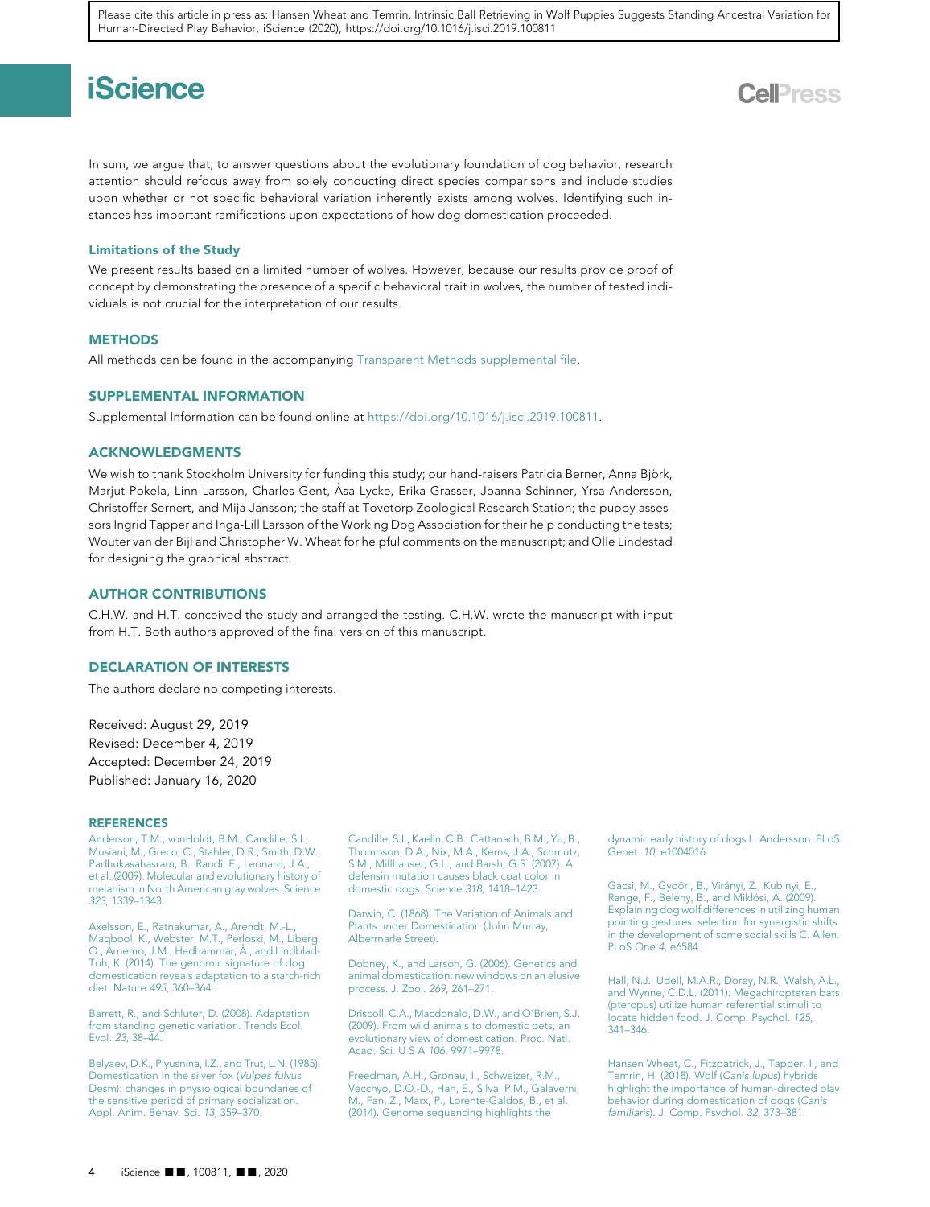In sum, we argue that, to answer questions about the evolutionary foundation of dog behavior, research attention should refocus away from solely conducting direct species comparisons and include studies upon whether or not specific behavioral variation inherently exists among wolves. Identifying such instances has important ramifications upon expectations of how dog domestication proceeded.

### Limitations of the Study

We present results based on a limited number of wolves. However, because our results provide proof of concept by demonstrating the presence of a specific behavioral trait in wolves, the number of tested individuals is not crucial for the interpretation of our results.

## METHODS

All methods can be found in the accompanying Transparent Methods supplemental file.

## SUPPLEMENTAL INFORMATION

Supplemental Information can be found online at https://doi.org/10.1016/j.isci.2019.100811.

## ACKNOWLEDGMENTS

We wish to thank Stockholm University for funding this study; our hand-raisers Patricia Berner, Anna Björk, Marjut Pokela, Linn Larsson, Charles Gent, Åsa Lycke, Erika Grasser, Joanna Schinner, Yrsa Andersson, Christoffer Sernert, and Mija Jansson; the staff at Tovetorp Zoological Research Station; the puppy assessors Ingrid Tapper and Inga-Lill Larsson of the Working Dog Association for their help conducting the tests; Wouter van der Bijl and Christopher W. Wheat for helpful comments on the manuscript; and Olle Lindestad for designing the graphical abstract.

## AUTHOR CONTRIBUTIONS

C.H.W. and H.T. conceived the study and arranged the testing. C.H.W. wrote the manuscript with input from H.T. Both authors approved of the final version of this manuscript.

## DECLARATION OF INTERESTS

The authors declare no competing interests.

Received: August 29, 2019
Revised: December 4, 2019
Accepted: December 24, 2019
Published: January 16, 2020

## REFERENCES

Anderson, T.M., vonHoldt, B.M., Candille, S.I., Musiani, M., Greco, C., Stahler, D.R., Smith, D.W., Padhukasahasram, B., Randi, E., Leonard, J.A., et al. (2009). Molecular and evolutionary history of melanism in North American gray wolves. Science *323*, 1339–1343.

Axelsson, E., Ratnakumar, A., Arendt, M.-L., Maqbool, K., Webster, M.T., Perloski, M., Liberg, O., Arnemo, J.M., Hedhammar, Å., and Lindblad-Toh, K. (2014). The genomic signature of dog domestication reveals adaptation to a starch-rich diet. Nature *495*, 360–364.

Barrett, R., and Schluter, D. (2008). Adaptation from standing genetic variation. Trends Ecol. Evol. *23*, 38–44.

Belyaev, D.K., Plyusnina, I.Z., and Trut, L.N. (1985). Domestication in the silver fox (*Vulpes fulvus* Desm): changes in physiological boundaries of the sensitive period of primary socialization. Appl. Anim. Behav. Sci. *13*, 359–370.

Candille, S.I., Kaelin, C.B., Cattanach, B.M., Yu, B., Thompson, D.A., Nix, M.A., Kerns, J.A., Schmutz, S.M., Millhauser, G.L., and Barsh, G.S. (2007). A defensin mutation causes black coat color in domestic dogs. Science *318*, 1418–1423.

Darwin, C. (1868). The Variation of Animals and Plants under Domestication (John Murray, Albermarle Street).

Dobney, K., and Larson, G. (2006). Genetics and animal domestication: new windows on an elusive process. J. Zool. *269*, 261–271.

Driscoll, C.A., Macdonald, D.W., and O'Brien, S.J. (2009). From wild animals to domestic pets, an evolutionary view of domestication. Proc. Natl. Acad. Sci. U S A *106*, 9971–9978.

Freedman, A.H., Gronau, I., Schweizer, R.M., Vecchyo, D.O.-D., Han, E., Silva, P.M., Galaverni, M., Fan, Z., Marx, P., Lorente-Galdos, B., et al. (2014). Genome sequencing highlights the dynamic early history of dogs L. Andersson. PLoS Genet. *10*, e1004016.

Gácsi, M., Gyoöri, B., Virányi, Z., Kubinyi, E., Range, F., Belény, B., and Miklósi, Á. (2009). Explaining dog wolf differences in utilizing human pointing gestures: selection for synergistic shifts in the development of some social skills C. Allen. PLoS One *4*, e6584.

Hall, N.J., Udell, M.A.R., Dorey, N.R., Walsh, A.L., and Wynne, C.D.L. (2011). Megachiropteran bats (pteropus) utilize human referential stimuli to locate hidden food. J. Comp. Psychol. *125*, 341–346.

Hansen Wheat, C., Fitzpatrick, J., Tapper, I., and Temrin, H. (2018). Wolf (*Canis lupus*) hybrids highlight the importance of human-directed play behavior during domestication of dogs (*Canis familiaris*). J. Comp. Psychol. *32*, 373–381.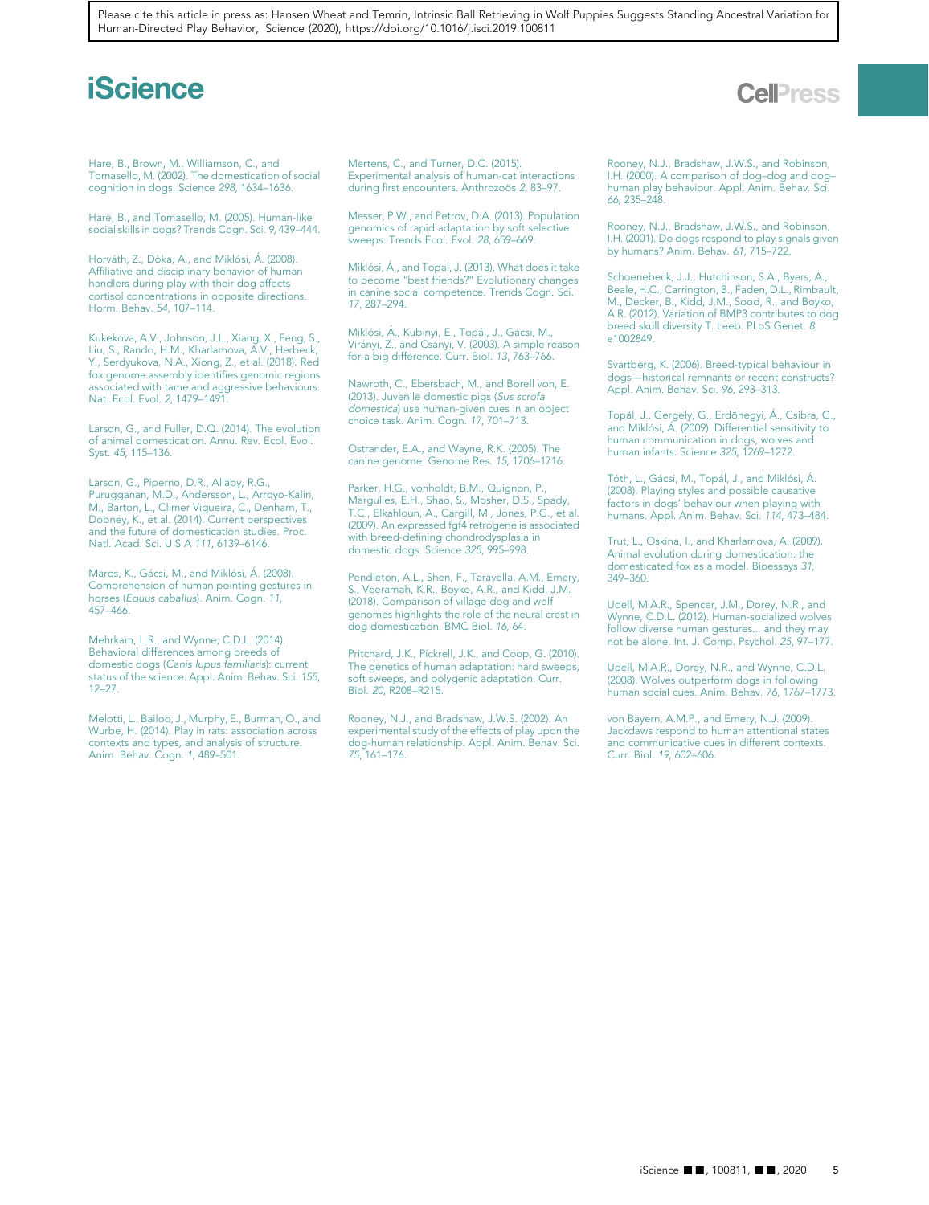Hare, B., Brown, M., Williamson, C., and Tomasello, M. (2002). The domestication of social cognition in dogs. Science *298*, 1634–1636.

Hare, B., and Tomasello, M. (2005). Human-like social skills in dogs? Trends Cogn. Sci. *9*, 439–444.

Horváth, Z., Dóka, A., and Miklósi, Á. (2008). Affiliative and disciplinary behavior of human handlers during play with their dog affects cortisol concentrations in opposite directions. Horm. Behav. *54*, 107–114.

Kukekova, A.V., Johnson, J.L., Xiang, X., Feng, S., Liu, S., Rando, H.M., Kharlamova, A.V., Herbeck, Y., Serdyukova, N.A., Xiong, Z., et al. (2018). Red fox genome assembly identifies genomic regions associated with tame and aggressive behaviours. Nat. Ecol. Evol. *2*, 1479–1491.

Larson, G., and Fuller, D.Q. (2014). The evolution of animal domestication. Annu. Rev. Ecol. Evol. Syst. *45*, 115–136.

Larson, G., Piperno, D.R., Allaby, R.G., Purugganan, M.D., Andersson, L., Arroyo-Kalin, M., Barton, L., Climer Vigueira, C., Denham, T., Dobney, K., et al. (2014). Current perspectives and the future of domestication studies. Proc. Natl. Acad. Sci. U S A *111*, 6139–6146.

Maros, K., Gácsi, M., and Miklósi, Á. (2008). Comprehension of human pointing gestures in horses (*Equus caballus*). Anim. Cogn. *11*, 457–466.

Mehrkam, L.R., and Wynne, C.D.L. (2014). Behavioral differences among breeds of domestic dogs (*Canis lupus familiaris*): current status of the science. Appl. Anim. Behav. Sci. *155*, 12–27.

Melotti, L., Bailoo, J., Murphy, E., Burman, O., and Wurbe, H. (2014). Play in rats: association across contexts and types, and analysis of structure. Anim. Behav. Cogn. *1*, 489–501.

Mertens, C., and Turner, D.C. (2015). Experimental analysis of human-cat interactions during first encounters. Anthrozoös *2*, 83–97.

Messer, P.W., and Petrov, D.A. (2013). Population genomics of rapid adaptation by soft selective sweeps. Trends Ecol. Evol. *28*, 659–669.

Miklósi, Á., and Topal, J. (2013). What does it take to become "best friends?" Evolutionary changes in canine social competence. Trends Cogn. Sci. *17*, 287–294.

Miklósi, Á., Kubinyi, E., Topál, J., Gácsi, M., Virányi, Z., and Csányi, V. (2003). A simple reason for a big difference. Curr. Biol. *13*, 763–766.

Nawroth, C., Ebersbach, M., and Borell von, E. (2013). Juvenile domestic pigs (*Sus scrofa domestica*) use human-given cues in an object choice task. Anim. Cogn. *17*, 701–713.

Ostrander, E.A., and Wayne, R.K. (2005). The canine genome. Genome Res. *15*, 1706–1716.

Parker, H.G., vonholdt, B.M., Quignon, P., Margulies, E.H., Shao, S., Mosher, D.S., Spady, T.C., Elkahloun, A., Cargill, M., Jones, P.G., et al. (2009). An expressed fgf4 retrogene is associated with breed-defining chondrodysplasia in domestic dogs. Science *325*, 995–998.

Pendleton, A.L., Shen, F., Taravella, A.M., Emery, S., Veeramah, K.R., Boyko, A.R., and Kidd, J.M. (2018). Comparison of village dog and wolf genomes highlights the role of the neural crest in dog domestication. BMC Biol. *16*, 64.

Pritchard, J.K., Pickrell, J.K., and Coop, G. (2010). The genetics of human adaptation: hard sweeps, soft sweeps, and polygenic adaptation. Curr. Biol. *20*, R208–R215.

Rooney, N.J., and Bradshaw, J.W.S. (2002). An experimental study of the effects of play upon the dog-human relationship. Appl. Anim. Behav. Sci. *75*, 161–176.

Rooney, N.J., Bradshaw, J.W.S., and Robinson, I.H. (2000). A comparison of dog–dog and dog–human play behaviour. Appl. Anim. Behav. Sci. *66*, 235–248.

Rooney, N.J., Bradshaw, J.W.S., and Robinson, I.H. (2001). Do dogs respond to play signals given by humans? Anim. Behav. *61*, 715–722.

Schoenebeck, J.J., Hutchinson, S.A., Byers, A., Beale, H.C., Carrington, B., Faden, D.L., Rimbault, M., Decker, B., Kidd, J.M., Sood, R., and Boyko, A.R. (2012). Variation of BMP3 contributes to dog breed skull diversity T. Leeb. PLoS Genet. *8*, e1002849.

Svartberg, K. (2006). Breed-typical behaviour in dogs—historical remnants or recent constructs? Appl. Anim. Behav. Sci. *96*, 293–313.

Topál, J., Gergely, G., Erdõhegyi, Á., Csibra, G., and Miklósi, Á. (2009). Differential sensitivity to human communication in dogs, wolves and human infants. Science *325*, 1269–1272.

Tóth, L., Gácsi, M., Topál, J., and Miklósi, Á. (2008). Playing styles and possible causative factors in dogs' behaviour when playing with humans. Appl. Anim. Behav. Sci. *114*, 473–484.

Trut, L., Oskina, I., and Kharlamova, A. (2009). Animal evolution during domestication: the domesticated fox as a model. Bioessays *31*, 349–360.

Udell, M.A.R., Spencer, J.M., Dorey, N.R., and Wynne, C.D.L. (2012). Human-socialized wolves follow diverse human gestures... and they may not be alone. Int. J. Comp. Psychol. *25*, 97–177.

Udell, M.A.R., Dorey, N.R., and Wynne, C.D.L. (2008). Wolves outperform dogs in following human social cues. Anim. Behav. *76*, 1767–1773.

von Bayern, A.M.P., and Emery, N.J. (2009). Jackdaws respond to human attentional states and communicative cues in different contexts. Curr. Biol. *19*, 602–606.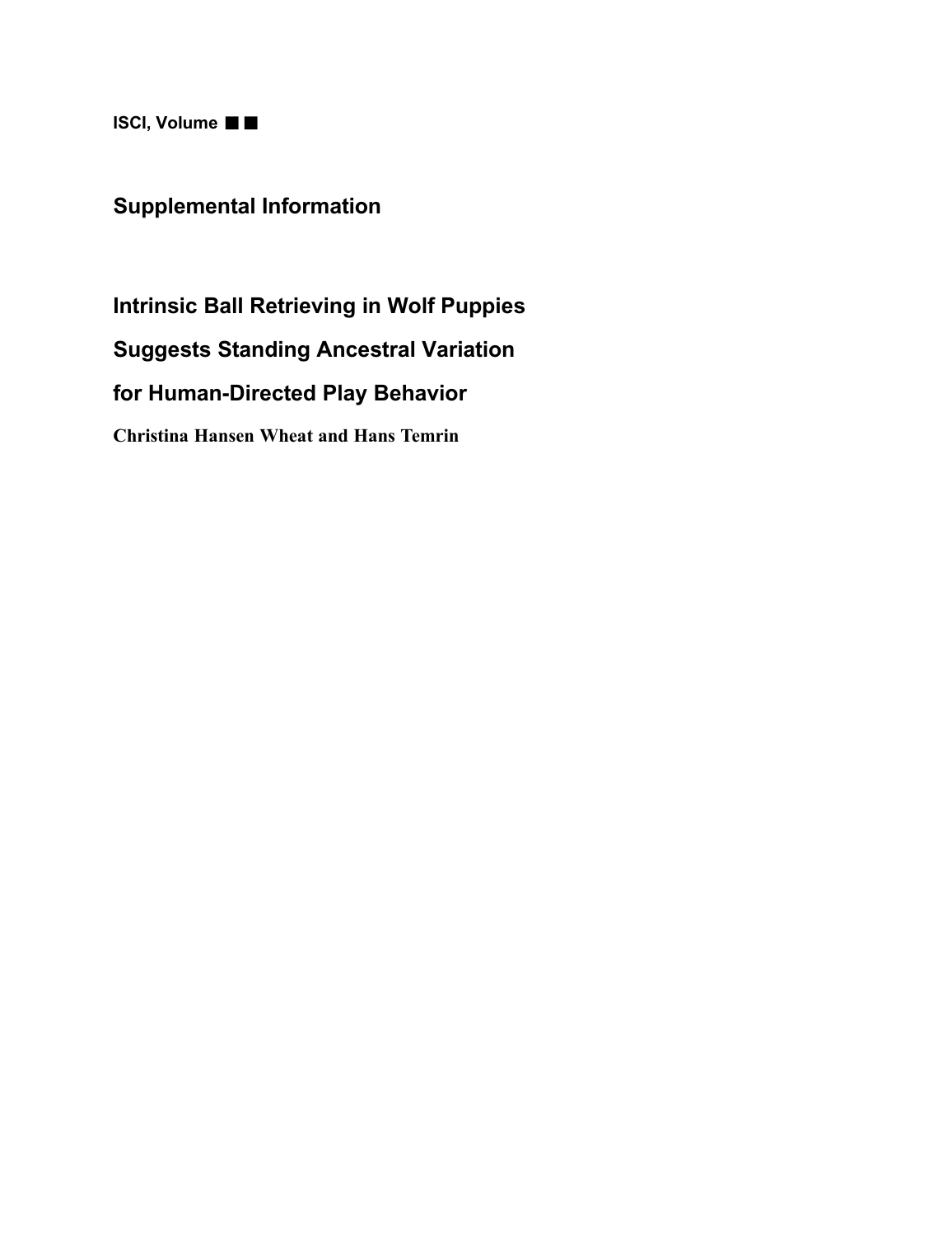ISCI, Volume ■ ■

# Supplemental Information

## Intrinsic Ball Retrieving in Wolf Puppies Suggests Standing Ancestral Variation for Human-Directed Play Behavior

**Christina Hansen Wheat and Hans Temrin**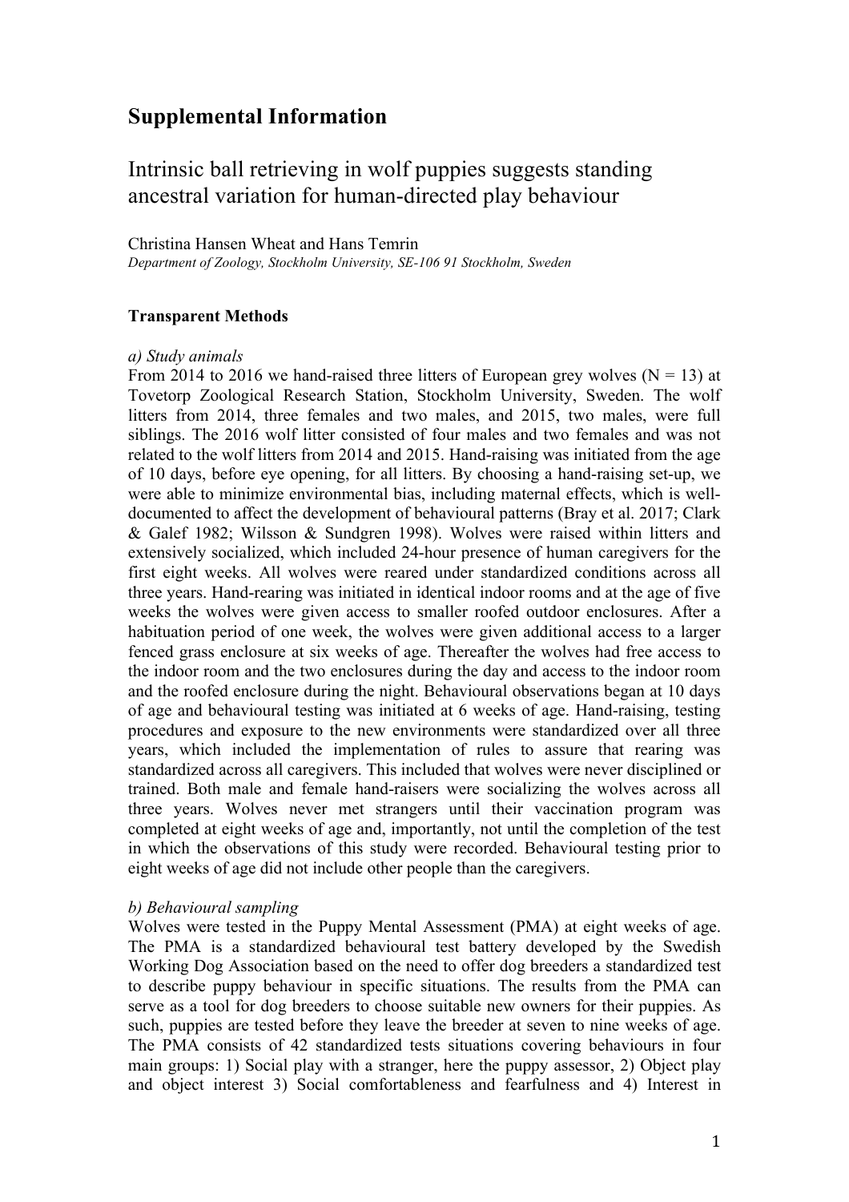# Supplemental Information

## Intrinsic ball retrieving in wolf puppies suggests standing ancestral variation for human-directed play behaviour

Christina Hansen Wheat and Hans Temrin

*Department of Zoology, Stockholm University, SE-106 91 Stockholm, Sweden*

### Transparent Methods

*a) Study animals*

From 2014 to 2016 we hand-raised three litters of European grey wolves (N = 13) at Tovetorp Zoological Research Station, Stockholm University, Sweden. The wolf litters from 2014, three females and two males, and 2015, two males, were full siblings. The 2016 wolf litter consisted of four males and two females and was not related to the wolf litters from 2014 and 2015. Hand-raising was initiated from the age of 10 days, before eye opening, for all litters. By choosing a hand-raising set-up, we were able to minimize environmental bias, including maternal effects, which is well-documented to affect the development of behavioural patterns (Bray et al. 2017; Clark & Galef 1982; Wilsson & Sundgren 1998). Wolves were raised within litters and extensively socialized, which included 24-hour presence of human caregivers for the first eight weeks. All wolves were reared under standardized conditions across all three years. Hand-rearing was initiated in identical indoor rooms and at the age of five weeks the wolves were given access to smaller roofed outdoor enclosures. After a habituation period of one week, the wolves were given additional access to a larger fenced grass enclosure at six weeks of age. Thereafter the wolves had free access to the indoor room and the two enclosures during the day and access to the indoor room and the roofed enclosure during the night. Behavioural observations began at 10 days of age and behavioural testing was initiated at 6 weeks of age. Hand-raising, testing procedures and exposure to the new environments were standardized over all three years, which included the implementation of rules to assure that rearing was standardized across all caregivers. This included that wolves were never disciplined or trained. Both male and female hand-raisers were socializing the wolves across all three years. Wolves never met strangers until their vaccination program was completed at eight weeks of age and, importantly, not until the completion of the test in which the observations of this study were recorded. Behavioural testing prior to eight weeks of age did not include other people than the caregivers.

*b) Behavioural sampling*

Wolves were tested in the Puppy Mental Assessment (PMA) at eight weeks of age. The PMA is a standardized behavioural test battery developed by the Swedish Working Dog Association based on the need to offer dog breeders a standardized test to describe puppy behaviour in specific situations. The results from the PMA can serve as a tool for dog breeders to choose suitable new owners for their puppies. As such, puppies are tested before they leave the breeder at seven to nine weeks of age. The PMA consists of 42 standardized tests situations covering behaviours in four main groups: 1) Social play with a stranger, here the puppy assessor, 2) Object play and object interest 3) Social comfortableness and fearfulness and 4) Interest in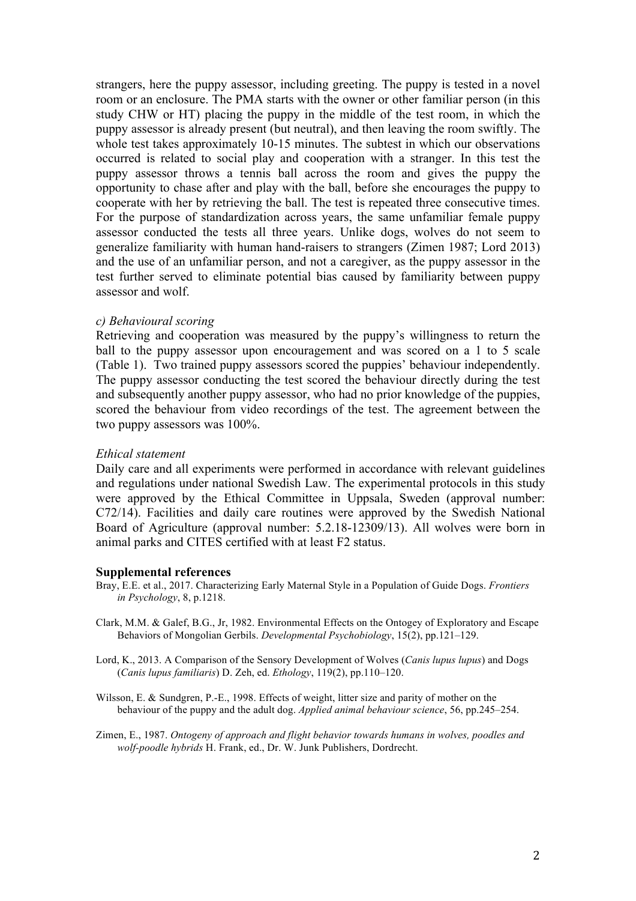strangers, here the puppy assessor, including greeting. The puppy is tested in a novel room or an enclosure. The PMA starts with the owner or other familiar person (in this study CHW or HT) placing the puppy in the middle of the test room, in which the puppy assessor is already present (but neutral), and then leaving the room swiftly. The whole test takes approximately 10-15 minutes. The subtest in which our observations occurred is related to social play and cooperation with a stranger. In this test the puppy assessor throws a tennis ball across the room and gives the puppy the opportunity to chase after and play with the ball, before she encourages the puppy to cooperate with her by retrieving the ball. The test is repeated three consecutive times. For the purpose of standardization across years, the same unfamiliar female puppy assessor conducted the tests all three years. Unlike dogs, wolves do not seem to generalize familiarity with human hand-raisers to strangers (Zimen 1987; Lord 2013) and the use of an unfamiliar person, and not a caregiver, as the puppy assessor in the test further served to eliminate potential bias caused by familiarity between puppy assessor and wolf.

*c) Behavioural scoring*

Retrieving and cooperation was measured by the puppy's willingness to return the ball to the puppy assessor upon encouragement and was scored on a 1 to 5 scale (Table 1). Two trained puppy assessors scored the puppies' behaviour independently. The puppy assessor conducting the test scored the behaviour directly during the test and subsequently another puppy assessor, who had no prior knowledge of the puppies, scored the behaviour from video recordings of the test. The agreement between the two puppy assessors was 100%.

*Ethical statement*

Daily care and all experiments were performed in accordance with relevant guidelines and regulations under national Swedish Law. The experimental protocols in this study were approved by the Ethical Committee in Uppsala, Sweden (approval number: C72/14). Facilities and daily care routines were approved by the Swedish National Board of Agriculture (approval number: 5.2.18-12309/13). All wolves were born in animal parks and CITES certified with at least F2 status.

**Supplemental references**

Bray, E.E. et al., 2017. Characterizing Early Maternal Style in a Population of Guide Dogs. *Frontiers in Psychology*, 8, p.1218.

Clark, M.M. & Galef, B.G., Jr, 1982. Environmental Effects on the Ontogey of Exploratory and Escape Behaviors of Mongolian Gerbils. *Developmental Psychobiology*, 15(2), pp.121–129.

Lord, K., 2013. A Comparison of the Sensory Development of Wolves (*Canis lupus lupus*) and Dogs (*Canis lupus familiaris*) D. Zeh, ed. *Ethology*, 119(2), pp.110–120.

Wilsson, E. & Sundgren, P.-E., 1998. Effects of weight, litter size and parity of mother on the behaviour of the puppy and the adult dog. *Applied animal behaviour science*, 56, pp.245–254.

Zimen, E., 1987. *Ontogeny of approach and flight behavior towards humans in wolves, poodles and wolf-poodle hybrids* H. Frank, ed., Dr. W. Junk Publishers, Dordrecht.